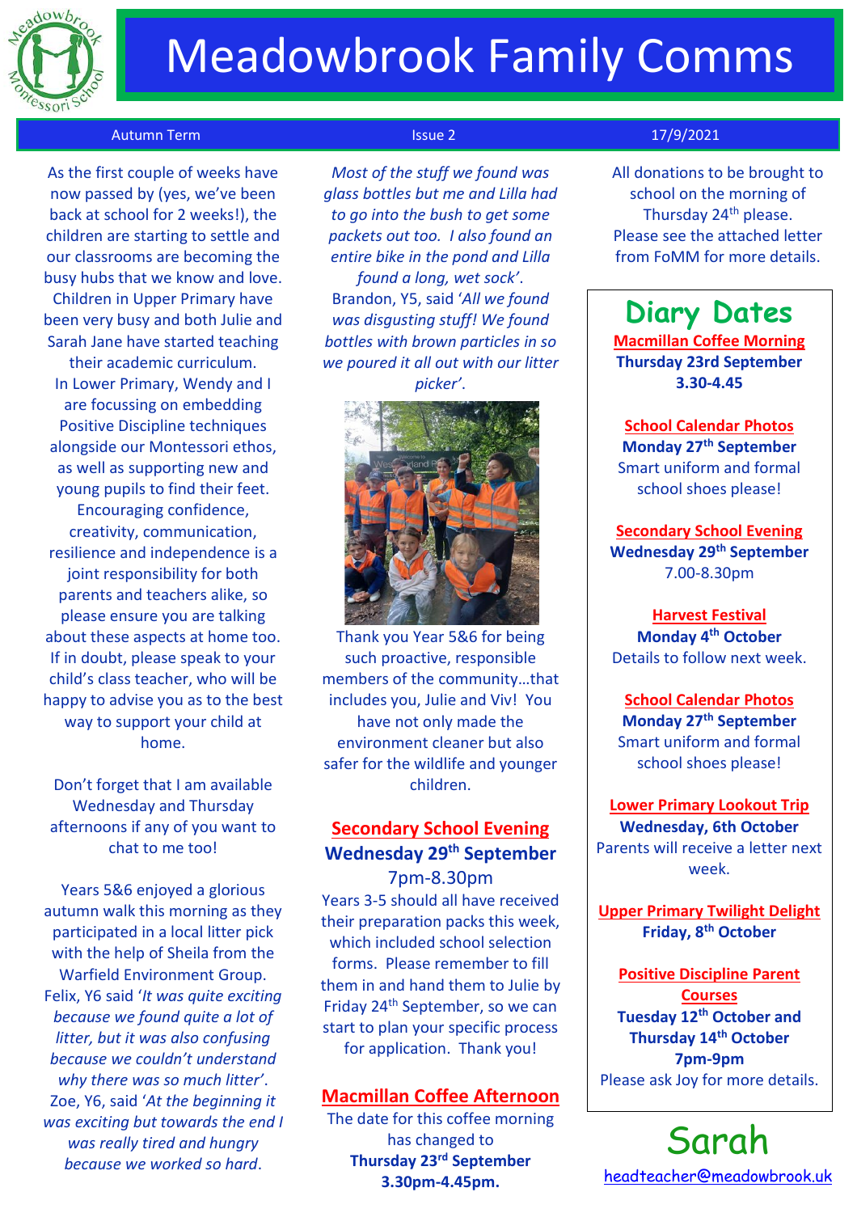# Meadowbrook Family Comms

Autumn Term | Issue 2 | 17/9/2021

As the first couple of weeks have now passed by (yes, we've been back at school for 2 weeks!), the children are starting to settle and our classrooms are becoming the busy hubs that we know and love. Children in Upper Primary have been very busy and both Julie and Sarah Jane have started teaching their academic curriculum. In Lower Primary, Wendy and I are focussing on embedding Positive Discipline techniques alongside our Montessori ethos, as well as supporting new and young pupils to find their feet. Encouraging confidence, creativity, communication, resilience and independence is a joint responsibility for both parents and teachers alike, so please ensure you are talking about these aspects at home too. If in doubt, please speak to your child's class teacher, who will be happy to advise you as to the best way to support your child at home.

Don't forget that I am available Wednesday and Thursday afternoons if any of you want to chat to me too!

Years 5&6 enjoyed a glorious autumn walk this morning as they participated in a local litter pick with the help of Sheila from the Warfield Environment Group. Felix, Y6 said '*It was quite exciting because we found quite a lot of litter, but it was also confusing because we couldn't understand why there was so much litter*'. Zoe, Y6, said '*At the beginning it was exciting but towards the end I was really tired and hungry because we worked so hard. Most of the stuff we found was glass bottles but me and Lilla had to go into the bush to get some packets out too. I also found an entire bike in the pond and Lilla found a long, wet sock*'. Brandon, Y5, said '*All we found was disgusting stuff! We found bottles with brown particles in so we poured it all out with our litter picker*'.

Thank you Year 5&6 for being such proactive, responsible members of the community…that includes you, Julie and Viv! You have not only made the environment cleaner but also safer for the wildlife and younger children.

## Secondary School Evening

**Wednesday 29th September**
7pm-8.30pm

Years 3-5 should all have received their preparation packs this week, which included school selection forms. Please remember to fill them in and hand them to Julie by Friday 24th September, so we can start to plan your specific process for application. Thank you!

## Macmillan Coffee Afternoon

The date for this coffee morning has changed to **Thursday 23rd September 3.30pm-4.45pm.**

All donations to be brought to school on the morning of Thursday 24th please. Please see the attached letter from FoMM for more details.

## Diary Dates

**Macmillan Coffee Morning**
**Thursday 23rd September 3.30-4.45**

**School Calendar Photos**
**Monday 27th September**
Smart uniform and formal school shoes please!

**Secondary School Evening**
**Wednesday 29th September**
7.00-8.30pm

**Harvest Festival**
**Monday 4th October**
Details to follow next week.

**School Calendar Photos**
**Monday 27th September**
Smart uniform and formal school shoes please!

**Lower Primary Lookout Trip**
**Wednesday, 6th October**
Parents will receive a letter next week.

**Upper Primary Twilight Delight**
**Friday, 8th October**

**Positive Discipline Parent Courses**
**Tuesday 12th October and Thursday 14th October 7pm-9pm**
Please ask Joy for more details.

Sarah
headteacher@meadowbrook.uk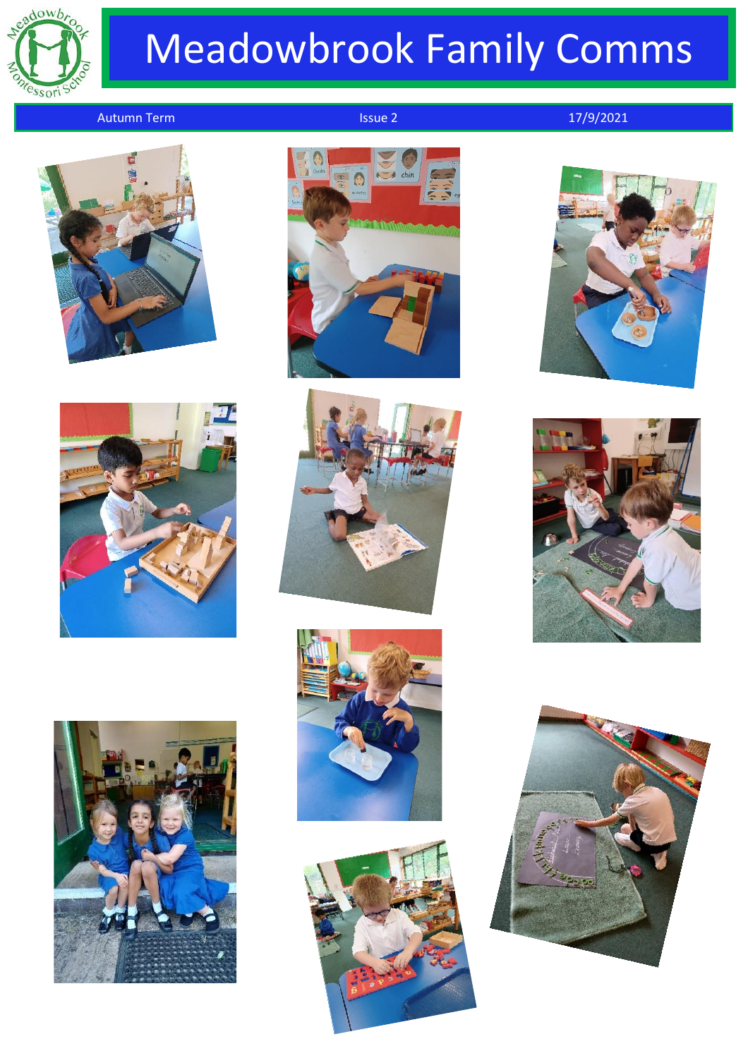# Meadowbrook Family Comms

Autumn Term | Issue 2 | 17/9/2021